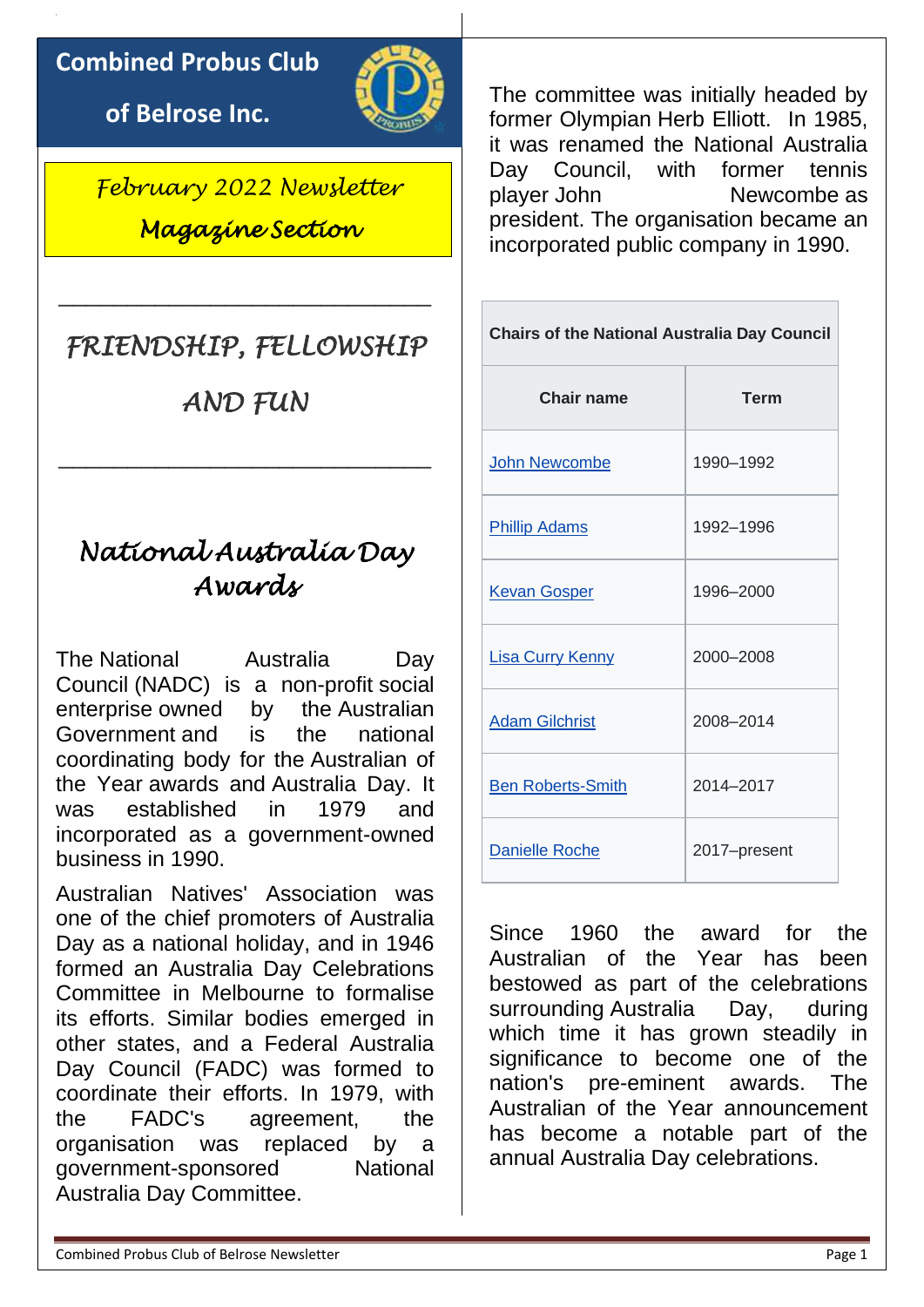# Combined Probus Club of Belrose Inc.

*February 2022 Newsletter*

*Magazine Section*

---

## *FRIENDSHIP, FELLOWSHIP AND FUN*

---

## *National Australia Day Awards*

The National Australia Day Council (NADC) is a non-profit social enterprise owned by the Australian Government and is the national coordinating body for the Australian of the Year awards and Australia Day. It was established in 1979 and incorporated as a government-owned business in 1990.

Australian Natives' Association was one of the chief promoters of Australia Day as a national holiday, and in 1946 formed an Australia Day Celebrations Committee in Melbourne to formalise its efforts. Similar bodies emerged in other states, and a Federal Australia Day Council (FADC) was formed to coordinate their efforts. In 1979, with the FADC's agreement, the organisation was replaced by a government-sponsored National Australia Day Committee.

The committee was initially headed by former Olympian Herb Elliott. In 1985, it was renamed the National Australia Day Council, with former tennis player John Newcombe as president. The organisation became an incorporated public company in 1990.

**Chairs of the National Australia Day Council**

| Chair name | Term |
|---|---|
| John Newcombe | 1990–1992 |
| Phillip Adams | 1992–1996 |
| Kevan Gosper | 1996–2000 |
| Lisa Curry Kenny | 2000–2008 |
| Adam Gilchrist | 2008–2014 |
| Ben Roberts-Smith | 2014–2017 |
| Danielle Roche | 2017–present |

Since 1960 the award for the Australian of the Year has been bestowed as part of the celebrations surrounding Australia Day, during which time it has grown steadily in significance to become one of the nation's pre-eminent awards. The Australian of the Year announcement has become a notable part of the annual Australia Day celebrations.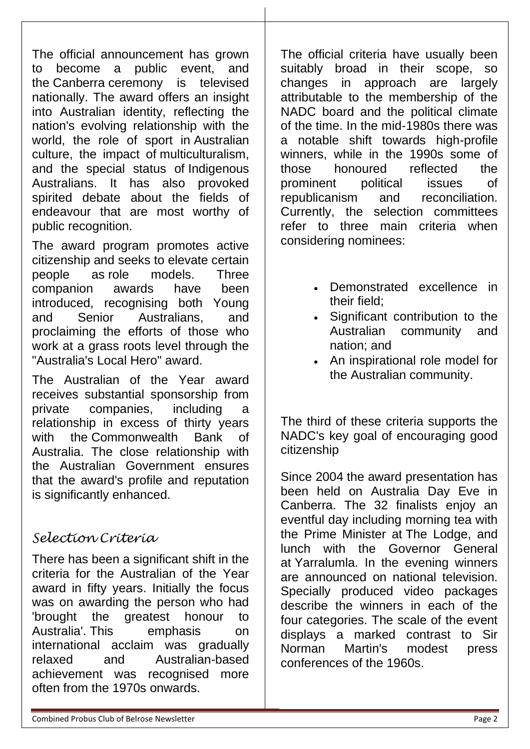The official announcement has grown to become a public event, and the Canberra ceremony is televised nationally. The award offers an insight into Australian identity, reflecting the nation's evolving relationship with the world, the role of sport in Australian culture, the impact of multiculturalism, and the special status of Indigenous Australians. It has also provoked spirited debate about the fields of endeavour that are most worthy of public recognition.

The award program promotes active citizenship and seeks to elevate certain people as role models. Three companion awards have been introduced, recognising both Young and Senior Australians, and proclaiming the efforts of those who work at a grass roots level through the "Australia's Local Hero" award.

The Australian of the Year award receives substantial sponsorship from private companies, including a relationship in excess of thirty years with the Commonwealth Bank of Australia. The close relationship with the Australian Government ensures that the award's profile and reputation is significantly enhanced.

## *Selection Criteria*

There has been a significant shift in the criteria for the Australian of the Year award in fifty years. Initially the focus was on awarding the person who had 'brought the greatest honour to Australia'. This emphasis on international acclaim was gradually relaxed and Australian-based achievement was recognised more often from the 1970s onwards.

The official criteria have usually been suitably broad in their scope, so changes in approach are largely attributable to the membership of the NADC board and the political climate of the time. In the mid-1980s there was a notable shift towards high-profile winners, while in the 1990s some of those honoured reflected the prominent political issues of republicanism and reconciliation. Currently, the selection committees refer to three main criteria when considering nominees:

- Demonstrated excellence in their field;
- Significant contribution to the Australian community and nation; and
- An inspirational role model for the Australian community.

The third of these criteria supports the NADC's key goal of encouraging good citizenship

Since 2004 the award presentation has been held on Australia Day Eve in Canberra. The 32 finalists enjoy an eventful day including morning tea with the Prime Minister at The Lodge, and lunch with the Governor General at Yarralumla. In the evening winners are announced on national television. Specially produced video packages describe the winners in each of the four categories. The scale of the event displays a marked contrast to Sir Norman Martin's modest press conferences of the 1960s.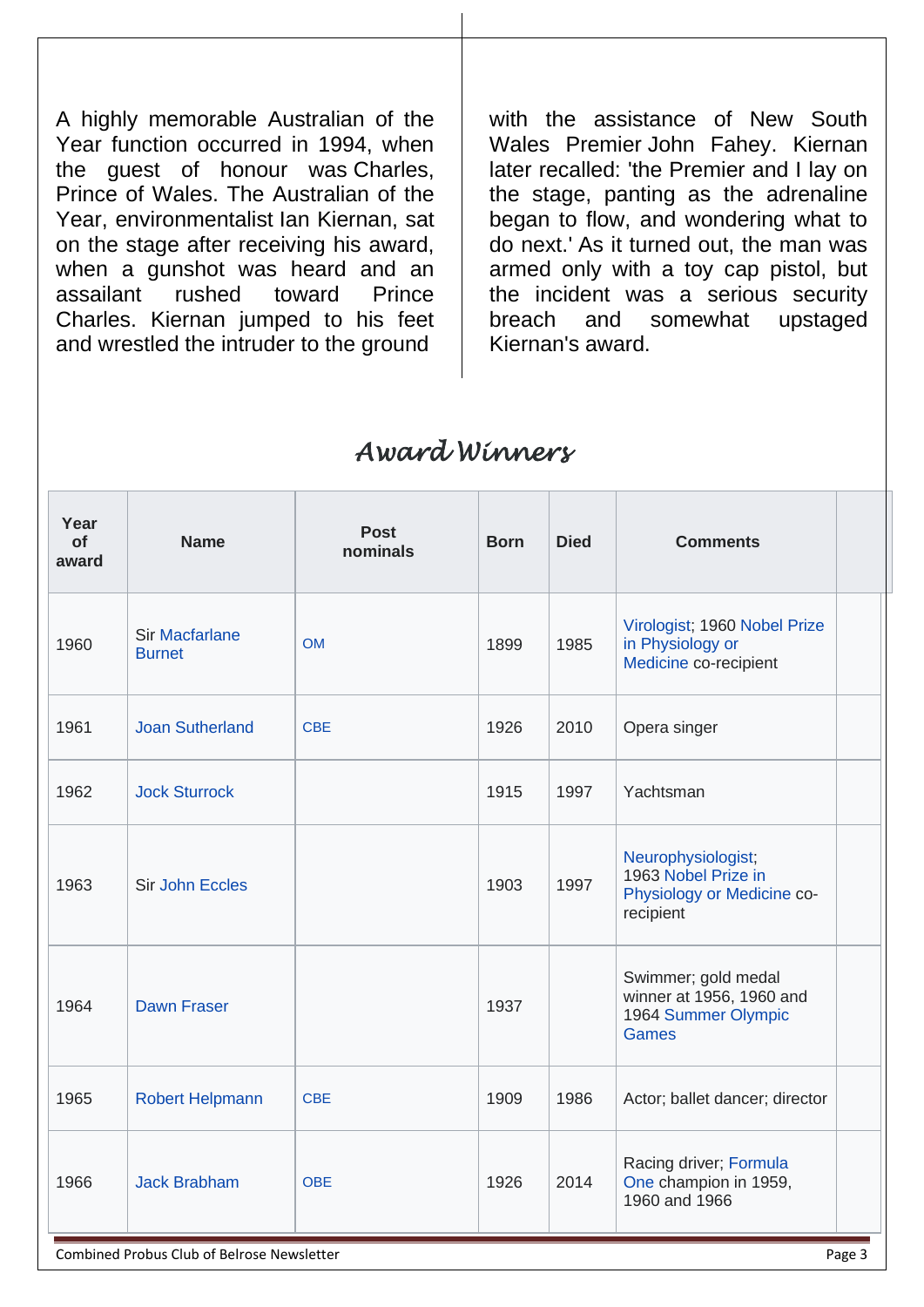A highly memorable Australian of the Year function occurred in 1994, when the guest of honour was Charles, Prince of Wales. The Australian of the Year, environmentalist Ian Kiernan, sat on the stage after receiving his award, when a gunshot was heard and an assailant rushed toward Prince Charles. Kiernan jumped to his feet and wrestled the intruder to the ground with the assistance of New South Wales Premier John Fahey. Kiernan later recalled: 'the Premier and I lay on the stage, panting as the adrenaline began to flow, and wondering what to do next.' As it turned out, the man was armed only with a toy cap pistol, but the incident was a serious security breach and somewhat upstaged Kiernan's award.

## *Award Winners*

| Year of award | Name | Post nominals | Born | Died | Comments | |
|---|---|---|---|---|---|---|
| 1960 | Sir Macfarlane Burnet | OM | 1899 | 1985 | Virologist; 1960 Nobel Prize in Physiology or Medicine co-recipient | |
| 1961 | Joan Sutherland | CBE | 1926 | 2010 | Opera singer | |
| 1962 | Jock Sturrock | | 1915 | 1997 | Yachtsman | |
| 1963 | Sir John Eccles | | 1903 | 1997 | Neurophysiologist; 1963 Nobel Prize in Physiology or Medicine co-recipient | |
| 1964 | Dawn Fraser | | 1937 | | Swimmer; gold medal winner at 1956, 1960 and 1964 Summer Olympic Games | |
| 1965 | Robert Helpmann | CBE | 1909 | 1986 | Actor; ballet dancer; director | |
| 1966 | Jack Brabham | OBE | 1926 | 2014 | Racing driver; Formula One champion in 1959, 1960 and 1966 | |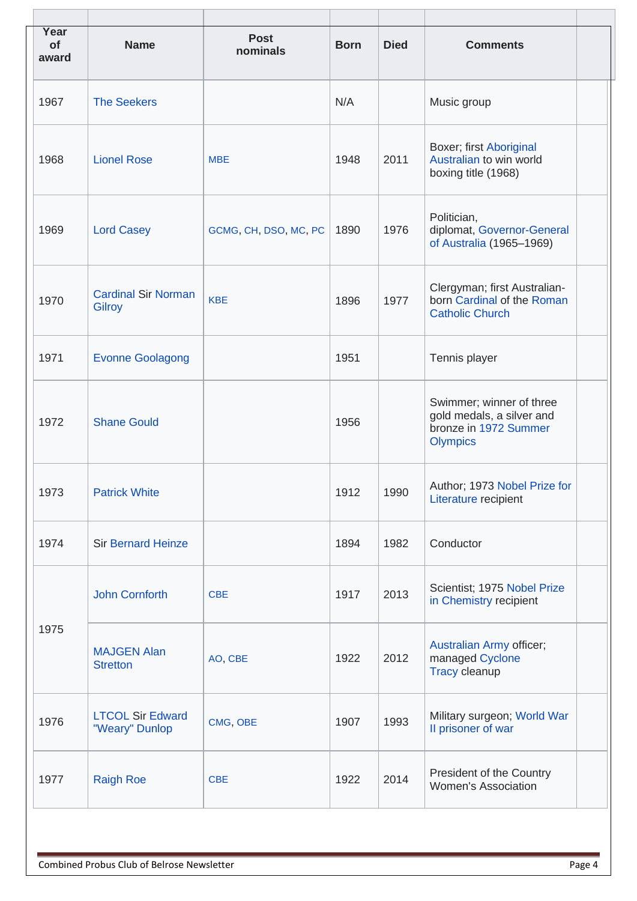| Year of award | Name | Post nominals | Born | Died | Comments | |
|---|---|---|---|---|---|---|
| 1967 | The Seekers | | N/A | | Music group | |
| 1968 | Lionel Rose | MBE | 1948 | 2011 | Boxer; first Aboriginal Australian to win world boxing title (1968) | |
| 1969 | Lord Casey | GCMG, CH, DSO, MC, PC | 1890 | 1976 | Politician, diplomat, Governor-General of Australia (1965–1969) | |
| 1970 | Cardinal Sir Norman Gilroy | KBE | 1896 | 1977 | Clergyman; first Australian-born Cardinal of the Roman Catholic Church | |
| 1971 | Evonne Goolagong | | 1951 | | Tennis player | |
| 1972 | Shane Gould | | 1956 | | Swimmer; winner of three gold medals, a silver and bronze in 1972 Summer Olympics | |
| 1973 | Patrick White | | 1912 | 1990 | Author; 1973 Nobel Prize for Literature recipient | |
| 1974 | Sir Bernard Heinze | | 1894 | 1982 | Conductor | |
| 1975 | John Cornforth | CBE | 1917 | 2013 | Scientist; 1975 Nobel Prize in Chemistry recipient | |
| | MAJGEN Alan Stretton | AO, CBE | 1922 | 2012 | Australian Army officer; managed Cyclone Tracy cleanup | |
| 1976 | LTCOL Sir Edward "Weary" Dunlop | CMG, OBE | 1907 | 1993 | Military surgeon; World War II prisoner of war | |
| 1977 | Raigh Roe | CBE | 1922 | 2014 | President of the Country Women's Association | |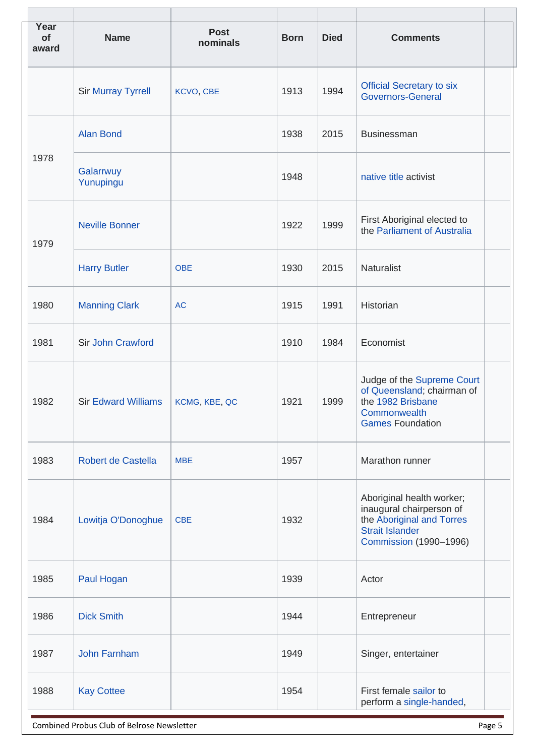| Year of award | Name | Post nominals | Born | Died | Comments | |
|---|---|---|---|---|---|---|
| | Sir Murray Tyrrell | KCVO, CBE | 1913 | 1994 | Official Secretary to six Governors-General | |
| 1978 | Alan Bond | | 1938 | 2015 | Businessman | |
| | Galarrwuy Yunupingu | | 1948 | | native title activist | |
| 1979 | Neville Bonner | | 1922 | 1999 | First Aboriginal elected to the Parliament of Australia | |
| | Harry Butler | OBE | 1930 | 2015 | Naturalist | |
| 1980 | Manning Clark | AC | 1915 | 1991 | Historian | |
| 1981 | Sir John Crawford | | 1910 | 1984 | Economist | |
| 1982 | Sir Edward Williams | KCMG, KBE, QC | 1921 | 1999 | Judge of the Supreme Court of Queensland; chairman of the 1982 Brisbane Commonwealth Games Foundation | |
| 1983 | Robert de Castella | MBE | 1957 | | Marathon runner | |
| 1984 | Lowitja O'Donoghue | CBE | 1932 | | Aboriginal health worker; inaugural chairperson of the Aboriginal and Torres Strait Islander Commission (1990–1996) | |
| 1985 | Paul Hogan | | 1939 | | Actor | |
| 1986 | Dick Smith | | 1944 | | Entrepreneur | |
| 1987 | John Farnham | | 1949 | | Singer, entertainer | |
| 1988 | Kay Cottee | | 1954 | | First female sailor to perform a single-handed, | |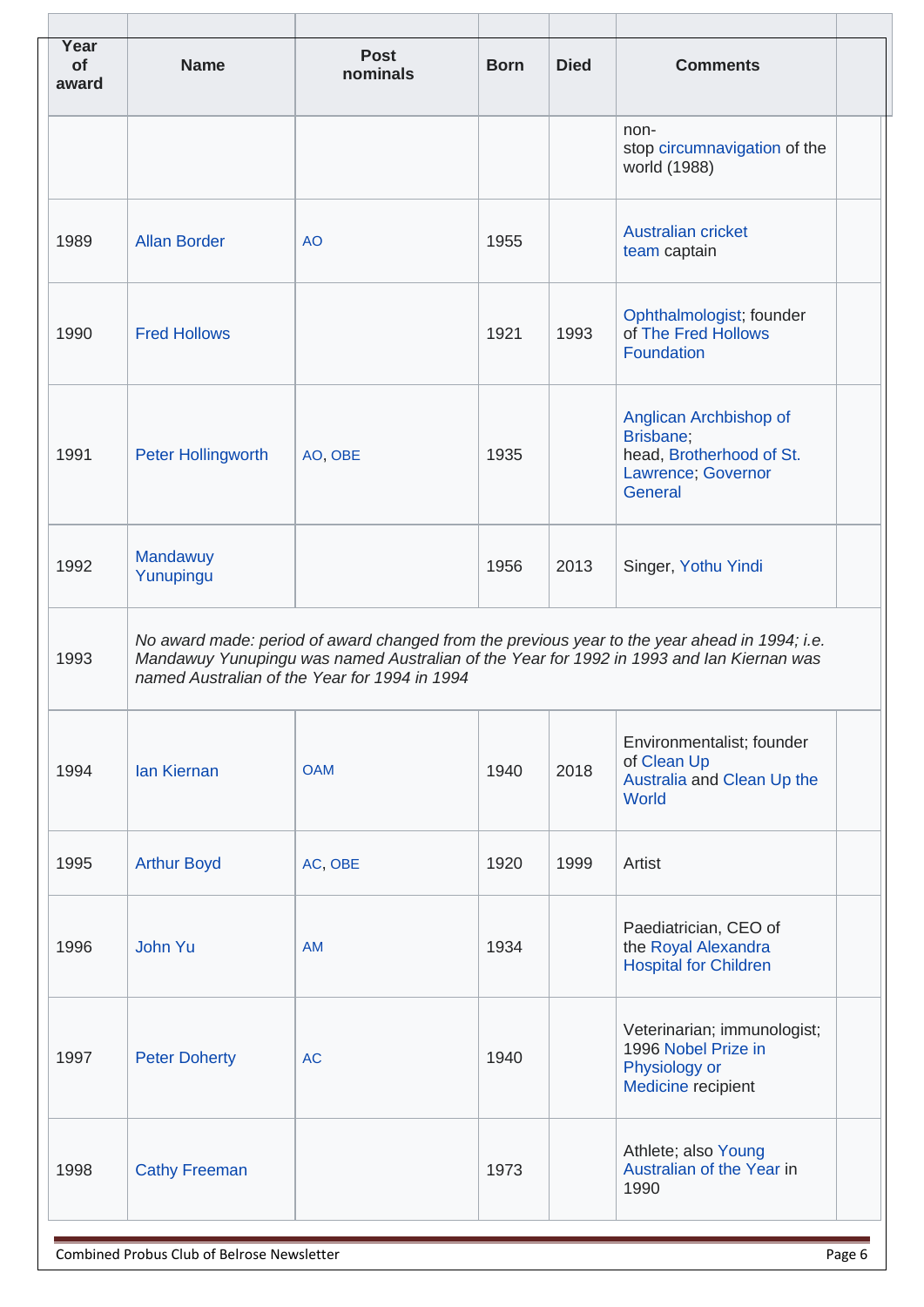| Year of award | Name | Post nominals | Born | Died | Comments | |
|---|---|---|---|---|---|---|
| | | | | | non-stop circumnavigation of the world (1988) | |
| 1989 | Allan Border | AO | 1955 | | Australian cricket team captain | |
| 1990 | Fred Hollows | | 1921 | 1993 | Ophthalmologist; founder of The Fred Hollows Foundation | |
| 1991 | Peter Hollingworth | AO, OBE | 1935 | | Anglican Archbishop of Brisbane; head, Brotherhood of St. Lawrence; Governor General | |
| 1992 | Mandawuy Yunupingu | | 1956 | 2013 | Singer, Yothu Yindi | |
| 1993 | *No award made: period of award changed from the previous year to the year ahead in 1994; i.e. Mandawuy Yunupingu was named Australian of the Year for 1992 in 1993 and Ian Kiernan was named Australian of the Year for 1994 in 1994* | | | | | |
| 1994 | Ian Kiernan | OAM | 1940 | 2018 | Environmentalist; founder of Clean Up Australia and Clean Up the World | |
| 1995 | Arthur Boyd | AC, OBE | 1920 | 1999 | Artist | |
| 1996 | John Yu | AM | 1934 | | Paediatrician, CEO of the Royal Alexandra Hospital for Children | |
| 1997 | Peter Doherty | AC | 1940 | | Veterinarian; immunologist; 1996 Nobel Prize in Physiology or Medicine recipient | |
| 1998 | Cathy Freeman | | 1973 | | Athlete; also Young Australian of the Year in 1990 | |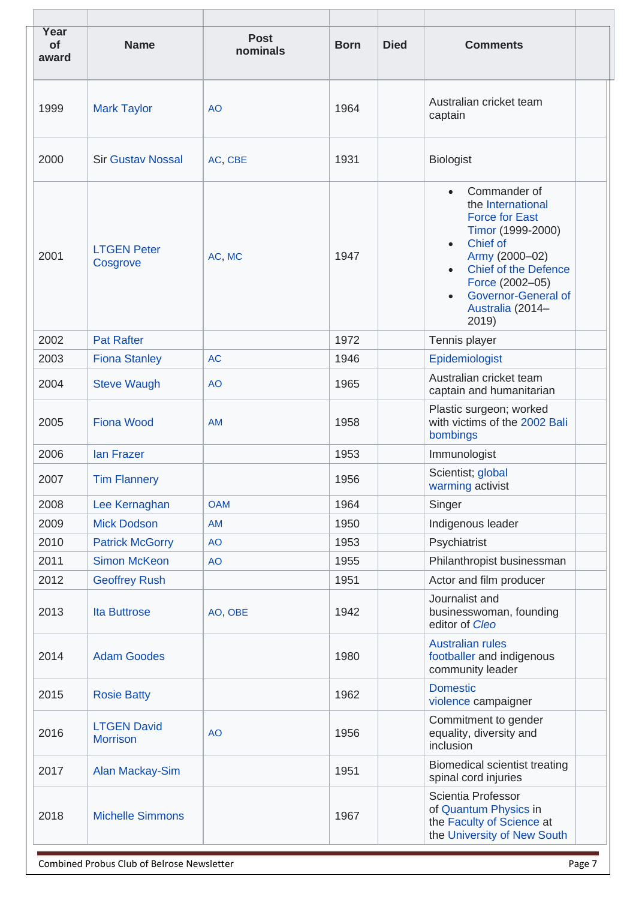| Year of award | Name | Post nominals | Born | Died | Comments | |
|---|---|---|---|---|---|---|
| 1999 | Mark Taylor | AO | 1964 | | Australian cricket team captain | |
| 2000 | Sir Gustav Nossal | AC, CBE | 1931 | | Biologist | |
| 2001 | LTGEN Peter Cosgrove | AC, MC | 1947 | | • Commander of the International Force for East Timor (1999-2000) • Chief of Army (2000–02) • Chief of the Defence Force (2002–05) • Governor-General of Australia (2014–2019) | |
| 2002 | Pat Rafter | | 1972 | | Tennis player | |
| 2003 | Fiona Stanley | AC | 1946 | | Epidemiologist | |
| 2004 | Steve Waugh | AO | 1965 | | Australian cricket team captain and humanitarian | |
| 2005 | Fiona Wood | AM | 1958 | | Plastic surgeon; worked with victims of the 2002 Bali bombings | |
| 2006 | Ian Frazer | | 1953 | | Immunologist | |
| 2007 | Tim Flannery | | 1956 | | Scientist; global warming activist | |
| 2008 | Lee Kernaghan | OAM | 1964 | | Singer | |
| 2009 | Mick Dodson | AM | 1950 | | Indigenous leader | |
| 2010 | Patrick McGorry | AO | 1953 | | Psychiatrist | |
| 2011 | Simon McKeon | AO | 1955 | | Philanthropist businessman | |
| 2012 | Geoffrey Rush | | 1951 | | Actor and film producer | |
| 2013 | Ita Buttrose | AO, OBE | 1942 | | Journalist and businesswoman, founding editor of *Cleo* | |
| 2014 | Adam Goodes | | 1980 | | Australian rules footballer and indigenous community leader | |
| 2015 | Rosie Batty | | 1962 | | Domestic violence campaigner | |
| 2016 | LTGEN David Morrison | AO | 1956 | | Commitment to gender equality, diversity and inclusion | |
| 2017 | Alan Mackay-Sim | | 1951 | | Biomedical scientist treating spinal cord injuries | |
| 2018 | Michelle Simmons | | 1967 | | Scientia Professor of Quantum Physics in the Faculty of Science at the University of New South | |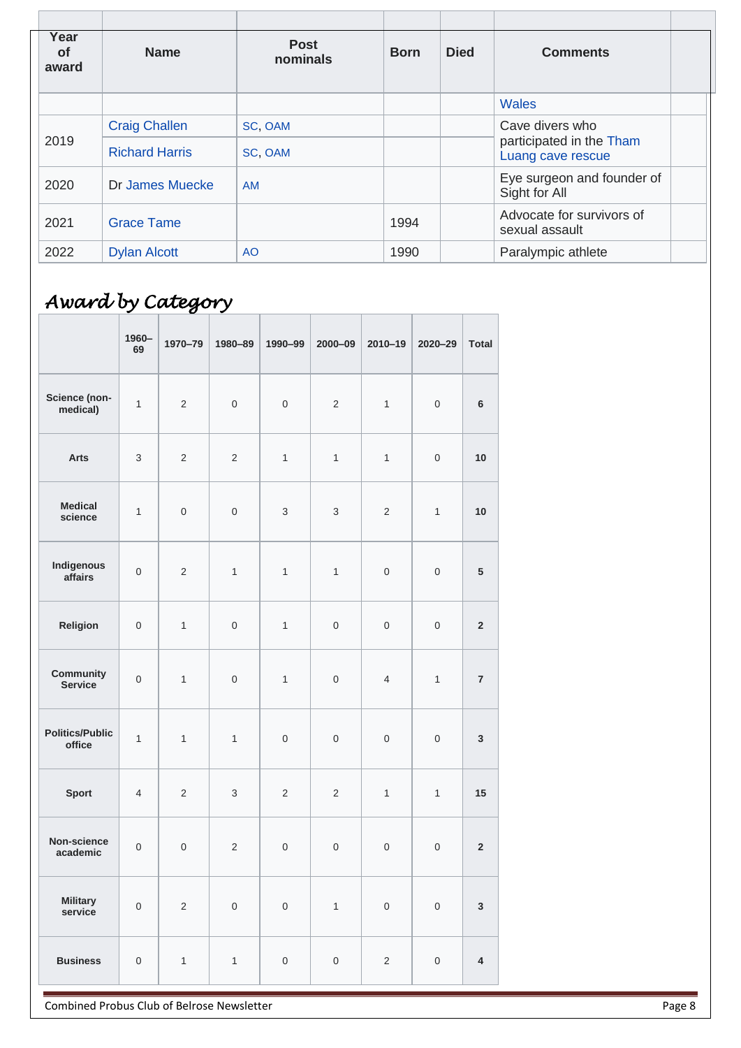| Year of award | Name | Post nominals | Born | Died | Comments | |
|---|---|---|---|---|---|---|
| | | | | | Wales | |
| 2019 | Craig Challen | SC, OAM | | | Cave divers who participated in the Tham Luang cave rescue | |
| | Richard Harris | SC, OAM | | | | |
| 2020 | Dr James Muecke | AM | | | Eye surgeon and founder of Sight for All | |
| 2021 | Grace Tame | | 1994 | | Advocate for survivors of sexual assault | |
| 2022 | Dylan Alcott | AO | 1990 | | Paralympic athlete | |

## *Award by Category*

| | 1960–69 | 1970–79 | 1980–89 | 1990–99 | 2000–09 | 2010–19 | 2020–29 | Total |
|---|---|---|---|---|---|---|---|---|
| **Science (non-medical)** | 1 | 2 | 0 | 0 | 2 | 1 | 0 | **6** |
| **Arts** | 3 | 2 | 2 | 1 | 1 | 1 | 0 | **10** |
| **Medical science** | 1 | 0 | 0 | 3 | 3 | 2 | 1 | **10** |
| **Indigenous affairs** | 0 | 2 | 1 | 1 | 1 | 0 | 0 | **5** |
| **Religion** | 0 | 1 | 0 | 1 | 0 | 0 | 0 | **2** |
| **Community Service** | 0 | 1 | 0 | 1 | 0 | 4 | 1 | **7** |
| **Politics/Public office** | 1 | 1 | 1 | 0 | 0 | 0 | 0 | **3** |
| **Sport** | 4 | 2 | 3 | 2 | 2 | 1 | 1 | **15** |
| **Non-science academic** | 0 | 0 | 2 | 0 | 0 | 0 | 0 | **2** |
| **Military service** | 0 | 2 | 0 | 0 | 1 | 0 | 0 | **3** |
| **Business** | 0 | 1 | 1 | 0 | 0 | 2 | 0 | **4** |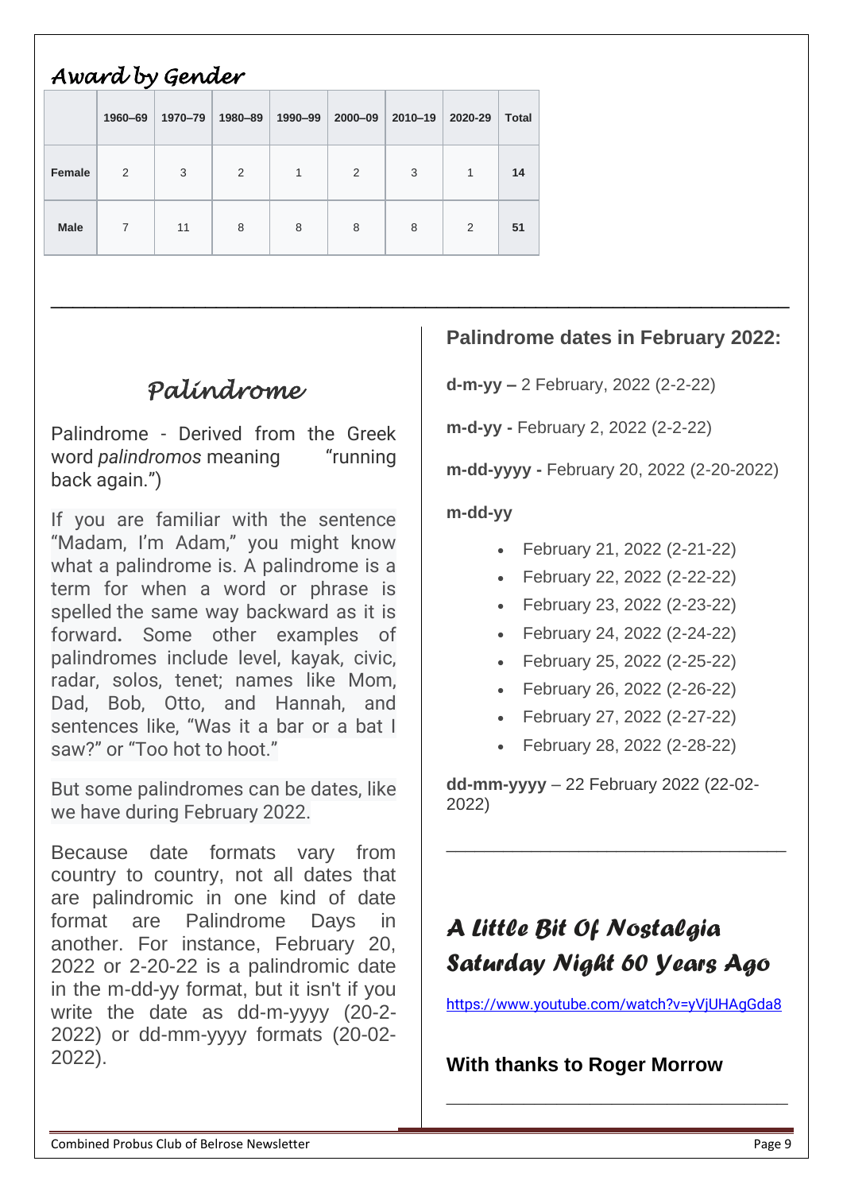## Award by Gender

| | 1960–69 | 1970–79 | 1980–89 | 1990–99 | 2000–09 | 2010–19 | 2020-29 | Total |
|---|---|---|---|---|---|---|---|---|
| **Female** | 2 | 3 | 2 | 1 | 2 | 3 | 1 | **14** |
| **Male** | 7 | 11 | 8 | 8 | 8 | 8 | 2 | **51** |

---

## Palindrome

Palindrome - Derived from the Greek word *palindromos* meaning "running back again.")

If you are familiar with the sentence "Madam, I'm Adam," you might know what a palindrome is. A palindrome is a term for when a word or phrase is spelled the same way backward as it is forward**.** Some other examples of palindromes include level, kayak, civic, radar, solos, tenet; names like Mom, Dad, Bob, Otto, and Hannah, and sentences like, "Was it a bar or a bat I saw?" or "Too hot to hoot."

But some palindromes can be dates, like we have during February 2022.

Because date formats vary from country to country, not all dates that are palindromic in one kind of date format are Palindrome Days in another. For instance, February 20, 2022 or 2-20-22 is a palindromic date in the m-dd-yy format, but it isn't if you write the date as dd-m-yyyy (20-2-2022) or dd-mm-yyyy formats (20-02-2022).

### Palindrome dates in February 2022:

**d-m-yy –** 2 February, 2022 (2-2-22)

**m-d-yy -** February 2, 2022 (2-2-22)

**m-dd-yyyy -** February 20, 2022 (2-20-2022)

**m-dd-yy**

- February 21, 2022 (2-21-22)
- February 22, 2022 (2-22-22)
- February 23, 2022 (2-23-22)
- February 24, 2022 (2-24-22)
- February 25, 2022 (2-25-22)
- February 26, 2022 (2-26-22)
- February 27, 2022 (2-27-22)
- February 28, 2022 (2-28-22)

**dd-mm-yyyy** – 22 February 2022 (22-02-2022)

---

## A Little Bit Of Nostalgia Saturday Night 60 Years Ago

https://www.youtube.com/watch?v=yVjUHAgGda8

**With thanks to Roger Morrow**

---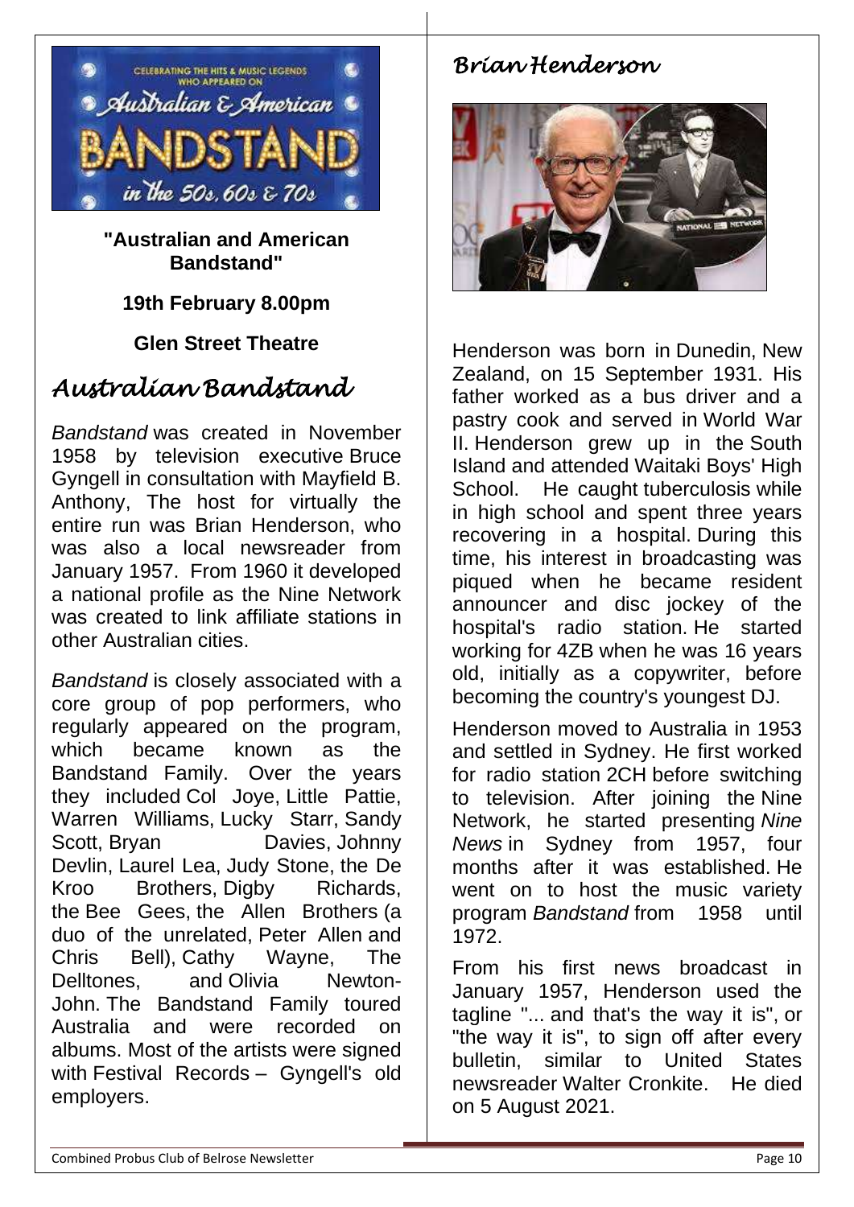**"Australian and American Bandstand"**

**19th February 8.00pm**

**Glen Street Theatre**

# *Australian Bandstand*

*Bandstand* was created in November 1958 by television executive Bruce Gyngell in consultation with Mayfield B. Anthony, The host for virtually the entire run was Brian Henderson, who was also a local newsreader from January 1957. From 1960 it developed a national profile as the Nine Network was created to link affiliate stations in other Australian cities.

*Bandstand* is closely associated with a core group of pop performers, who regularly appeared on the program, which became known as the Bandstand Family. Over the years they included Col Joye, Little Pattie, Warren Williams, Lucky Starr, Sandy Scott, Bryan Davies, Johnny Devlin, Laurel Lea, Judy Stone, the De Kroo Brothers, Digby Richards, the Bee Gees, the Allen Brothers (a duo of the unrelated, Peter Allen and Chris Bell), Cathy Wayne, The Delltones, and Olivia Newton-John. The Bandstand Family toured Australia and were recorded on albums. Most of the artists were signed with Festival Records – Gyngell's old employers.

# *Brian Henderson*

Henderson was born in Dunedin, New Zealand, on 15 September 1931. His father worked as a bus driver and a pastry cook and served in World War II. Henderson grew up in the South Island and attended Waitaki Boys' High School. He caught tuberculosis while in high school and spent three years recovering in a hospital. During this time, his interest in broadcasting was piqued when he became resident announcer and disc jockey of the hospital's radio station. He started working for 4ZB when he was 16 years old, initially as a copywriter, before becoming the country's youngest DJ.

Henderson moved to Australia in 1953 and settled in Sydney. He first worked for radio station 2CH before switching to television. After joining the Nine Network, he started presenting *Nine News* in Sydney from 1957, four months after it was established. He went on to host the music variety program *Bandstand* from 1958 until 1972.

From his first news broadcast in January 1957, Henderson used the tagline "... and that's the way it is", or "the way it is", to sign off after every bulletin, similar to United States newsreader Walter Cronkite. He died on 5 August 2021.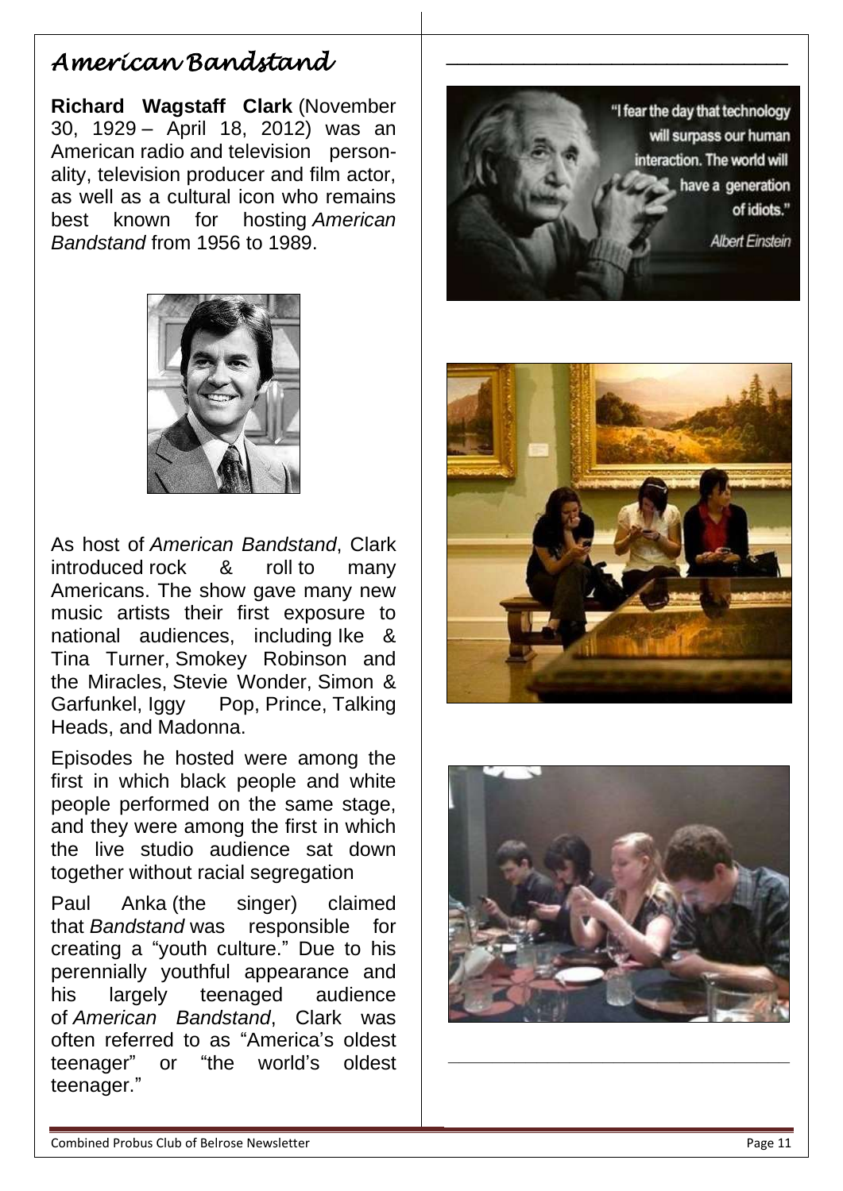# American Bandstand

**Richard Wagstaff Clark** (November 30, 1929 – April 18, 2012) was an American radio and television personality, television producer and film actor, as well as a cultural icon who remains best known for hosting *American Bandstand* from 1956 to 1989.

As host of *American Bandstand*, Clark introduced rock & roll to many Americans. The show gave many new music artists their first exposure to national audiences, including Ike & Tina Turner, Smokey Robinson and the Miracles, Stevie Wonder, Simon & Garfunkel, Iggy Pop, Prince, Talking Heads, and Madonna.

Episodes he hosted were among the first in which black people and white people performed on the same stage, and they were among the first in which the live studio audience sat down together without racial segregation

Paul Anka (the singer) claimed that *Bandstand* was responsible for creating a "youth culture." Due to his perennially youthful appearance and his largely teenaged audience of *American Bandstand*, Clark was often referred to as "America's oldest teenager" or "the world's oldest teenager."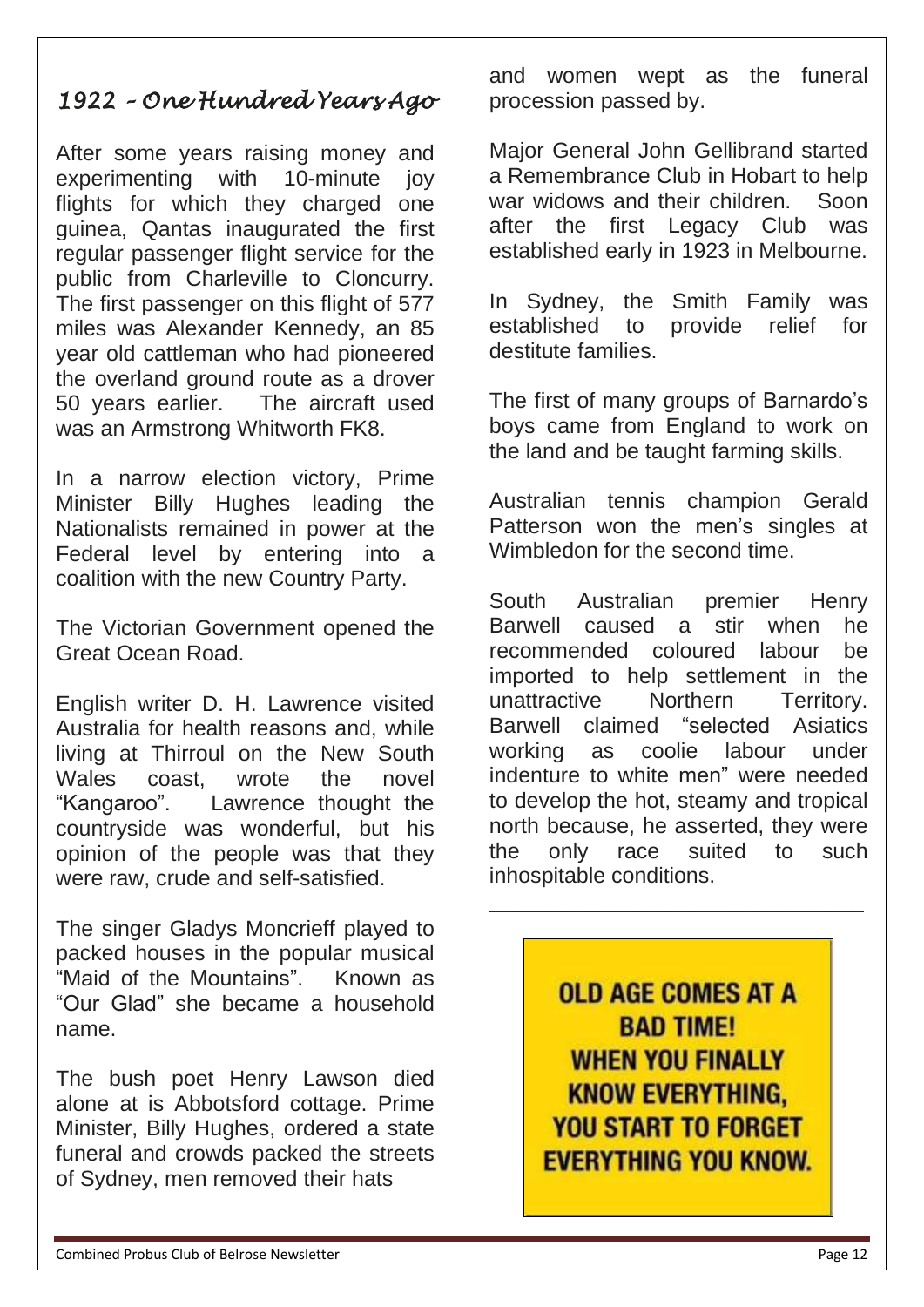## *1922 – One Hundred Years Ago*

After some years raising money and experimenting with 10-minute joy flights for which they charged one guinea, Qantas inaugurated the first regular passenger flight service for the public from Charleville to Cloncurry. The first passenger on this flight of 577 miles was Alexander Kennedy, an 85 year old cattleman who had pioneered the overland ground route as a drover 50 years earlier. The aircraft used was an Armstrong Whitworth FK8.

In a narrow election victory, Prime Minister Billy Hughes leading the Nationalists remained in power at the Federal level by entering into a coalition with the new Country Party.

The Victorian Government opened the Great Ocean Road.

English writer D. H. Lawrence visited Australia for health reasons and, while living at Thirroul on the New South Wales coast, wrote the novel "Kangaroo". Lawrence thought the countryside was wonderful, but his opinion of the people was that they were raw, crude and self-satisfied.

The singer Gladys Moncrieff played to packed houses in the popular musical "Maid of the Mountains". Known as "Our Glad" she became a household name.

The bush poet Henry Lawson died alone at is Abbotsford cottage. Prime Minister, Billy Hughes, ordered a state funeral and crowds packed the streets of Sydney, men removed their hats and women wept as the funeral procession passed by.

Major General John Gellibrand started a Remembrance Club in Hobart to help war widows and their children. Soon after the first Legacy Club was established early in 1923 in Melbourne.

In Sydney, the Smith Family was established to provide relief for destitute families.

The first of many groups of Barnardo's boys came from England to work on the land and be taught farming skills.

Australian tennis champion Gerald Patterson won the men's singles at Wimbledon for the second time.

South Australian premier Henry Barwell caused a stir when he recommended coloured labour be imported to help settlement in the unattractive Northern Territory. Barwell claimed "selected Asiatics working as coolie labour under indenture to white men" were needed to develop the hot, steamy and tropical north because, he asserted, they were the only race suited to such inhospitable conditions.

---

**OLD AGE COMES AT A BAD TIME!**
**WHEN YOU FINALLY KNOW EVERYTHING, YOU START TO FORGET EVERYTHING YOU KNOW.**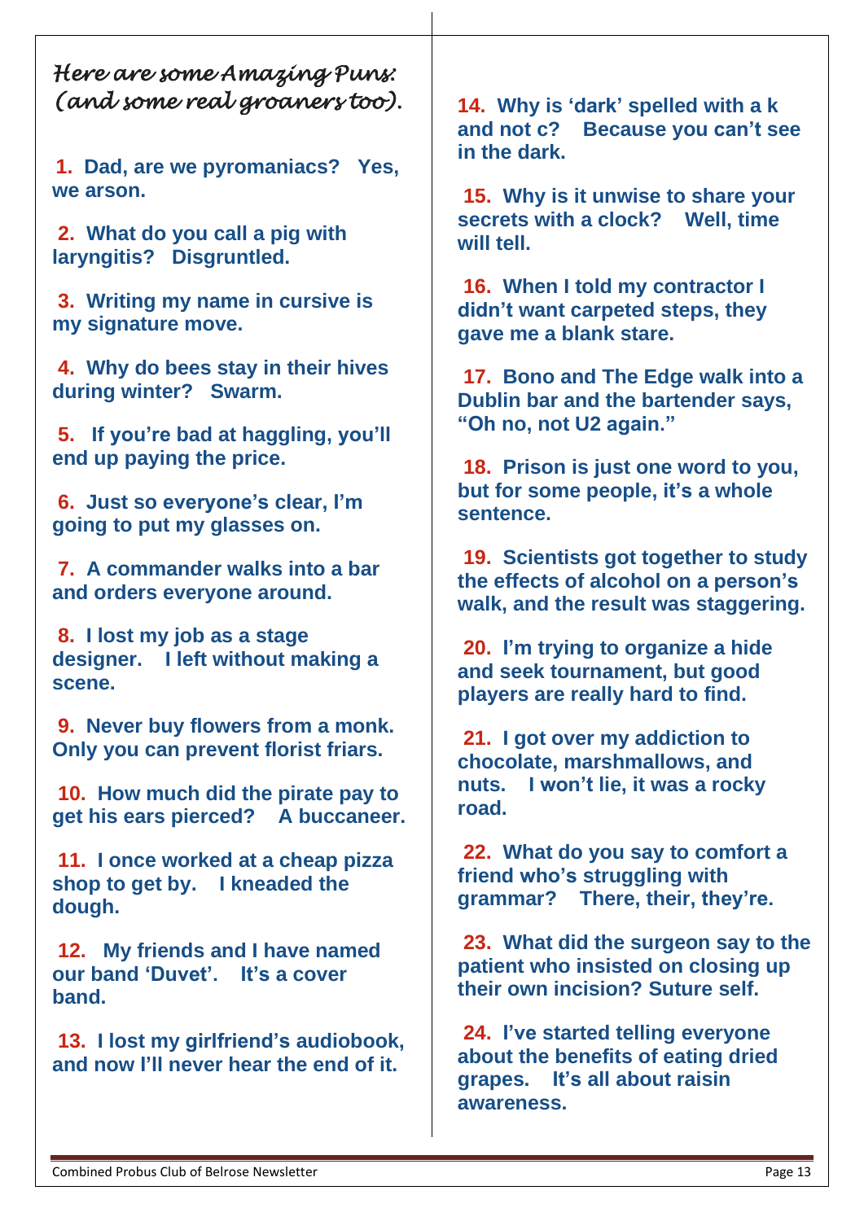*Here are some Amazing Puns: (and some real groaners too).*

**1. Dad, are we pyromaniacs? Yes, we arson.**

**2. What do you call a pig with laryngitis? Disgruntled.**

**3. Writing my name in cursive is my signature move.**

**4. Why do bees stay in their hives during winter? Swarm.**

**5. If you're bad at haggling, you'll end up paying the price.**

**6. Just so everyone's clear, I'm going to put my glasses on.**

**7. A commander walks into a bar and orders everyone around.**

**8. I lost my job as a stage designer. I left without making a scene.**

**9. Never buy flowers from a monk. Only you can prevent florist friars.**

**10. How much did the pirate pay to get his ears pierced? A buccaneer.**

**11. I once worked at a cheap pizza shop to get by. I kneaded the dough.**

**12. My friends and I have named our band 'Duvet'. It's a cover band.**

**13. I lost my girlfriend's audiobook, and now I'll never hear the end of it.**

**14. Why is 'dark' spelled with a k and not c? Because you can't see in the dark.**

**15. Why is it unwise to share your secrets with a clock? Well, time will tell.**

**16. When I told my contractor I didn't want carpeted steps, they gave me a blank stare.**

**17. Bono and The Edge walk into a Dublin bar and the bartender says, "Oh no, not U2 again."**

**18. Prison is just one word to you, but for some people, it's a whole sentence.**

**19. Scientists got together to study the effects of alcohol on a person's walk, and the result was staggering.**

**20. I'm trying to organize a hide and seek tournament, but good players are really hard to find.**

**21. I got over my addiction to chocolate, marshmallows, and nuts. I won't lie, it was a rocky road.**

**22. What do you say to comfort a friend who's struggling with grammar? There, their, they're.**

**23. What did the surgeon say to the patient who insisted on closing up their own incision? Suture self.**

**24. I've started telling everyone about the benefits of eating dried grapes. It's all about raisin awareness.**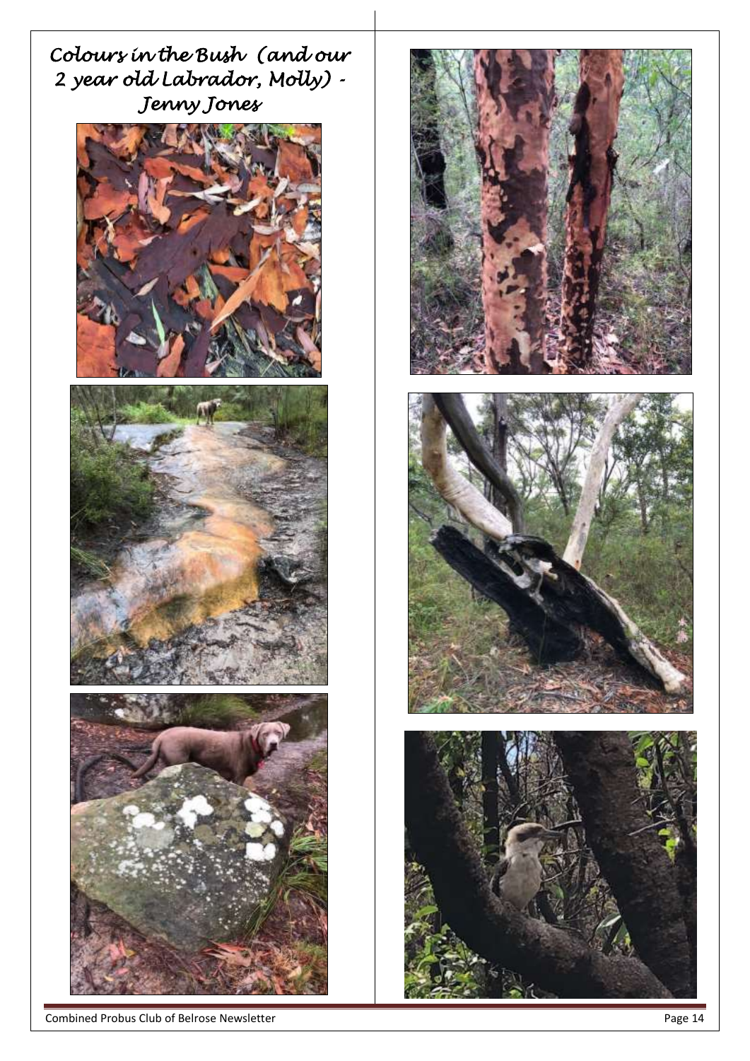# *Colours in the Bush (and our 2 year old Labrador, Molly) - Jenny Jones*